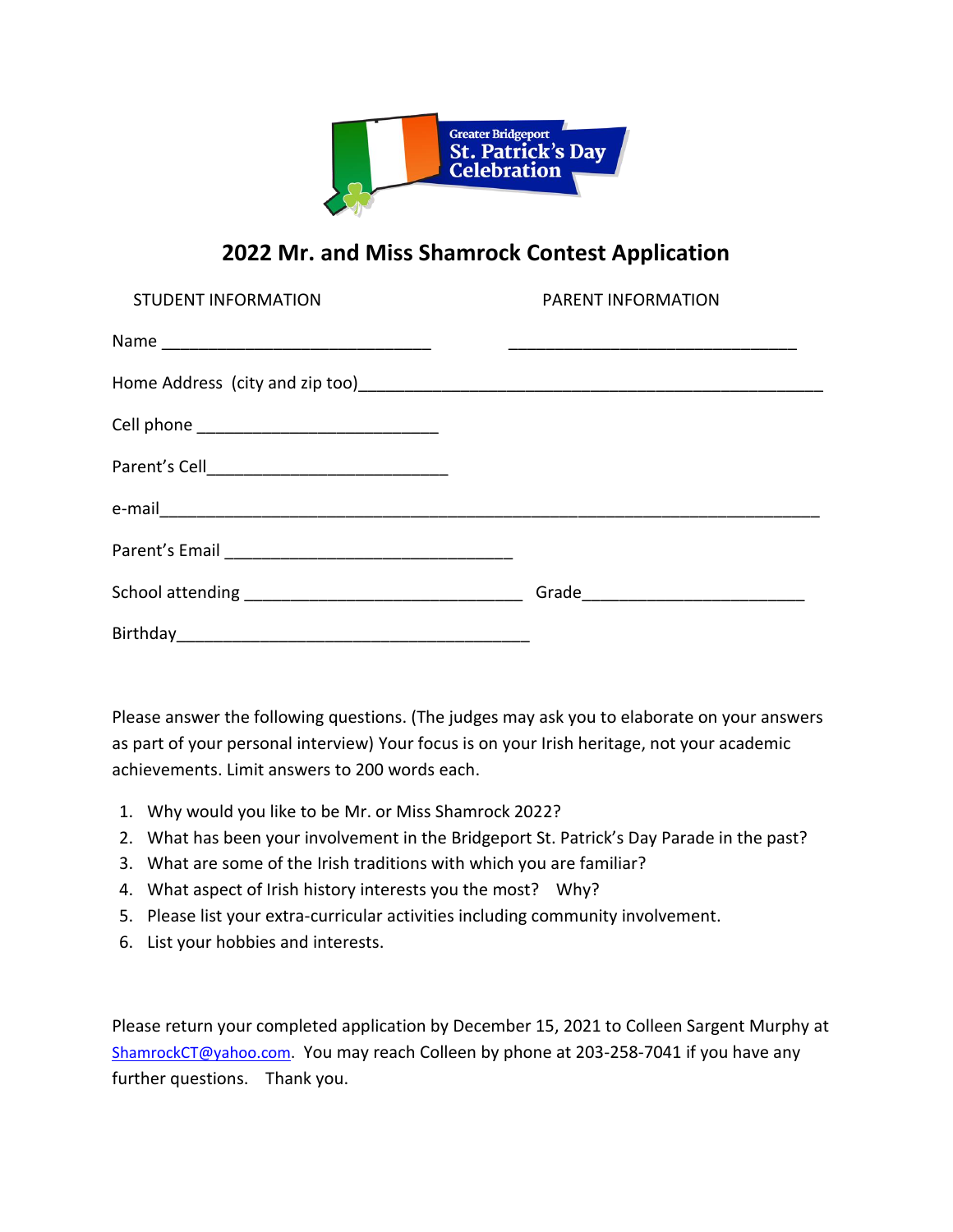Greater Bridgeport
St. Patrick's Day
Celebration

# 2022 Mr. and Miss Shamrock Contest Application

| STUDENT INFORMATION | PARENT INFORMATION |
| --- | --- |
| Name ______________________________ | ________________________________ |

Home Address (city and zip too)___________________________________________________

Cell phone ___________________________

Parent's Cell___________________________

e-mail__________________________________________________________________________

Parent's Email ________________________________

School attending _______________________________ Grade_________________________

Birthday_______________________________________

Please answer the following questions. (The judges may ask you to elaborate on your answers as part of your personal interview) Your focus is on your Irish heritage, not your academic achievements. Limit answers to 200 words each.

1. Why would you like to be Mr. or Miss Shamrock 2022?
2. What has been your involvement in the Bridgeport St. Patrick's Day Parade in the past?
3. What are some of the Irish traditions with which you are familiar?
4. What aspect of Irish history interests you the most? Why?
5. Please list your extra-curricular activities including community involvement.
6. List your hobbies and interests.

Please return your completed application by December 15, 2021 to Colleen Sargent Murphy at ShamrockCT@yahoo.com. You may reach Colleen by phone at 203-258-7041 if you have any further questions. Thank you.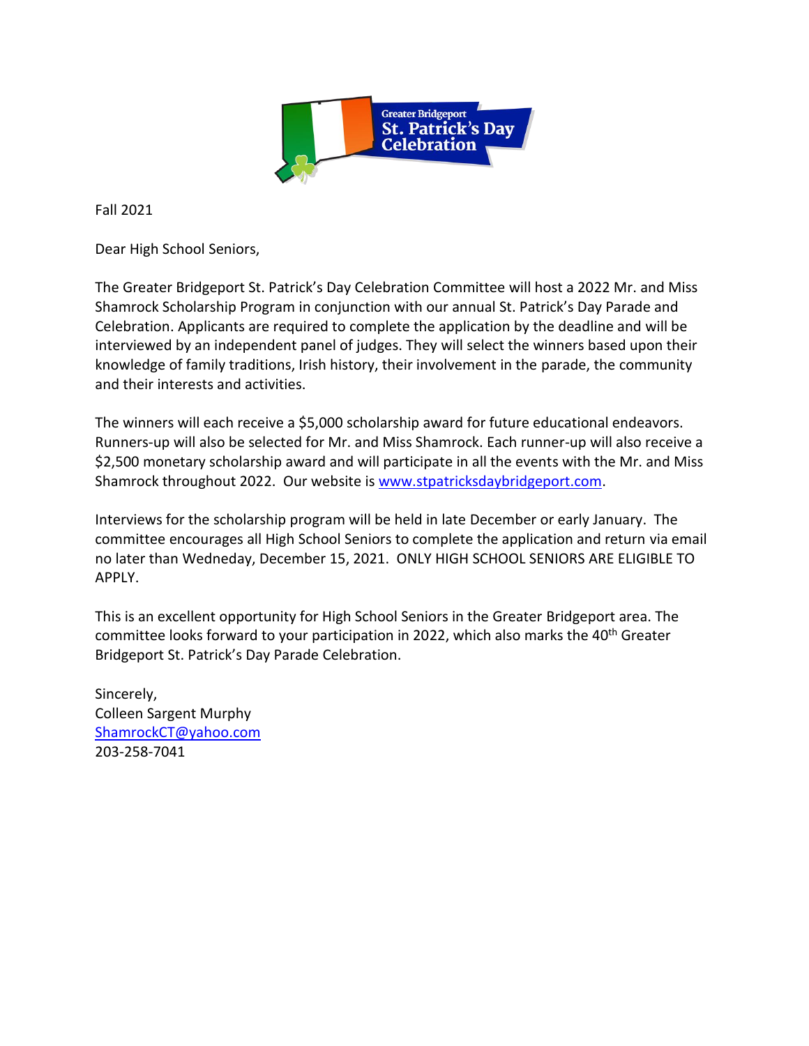Greater Bridgeport St. Patrick's Day Celebration

Fall 2021

Dear High School Seniors,

The Greater Bridgeport St. Patrick's Day Celebration Committee will host a 2022 Mr. and Miss Shamrock Scholarship Program in conjunction with our annual St. Patrick's Day Parade and Celebration. Applicants are required to complete the application by the deadline and will be interviewed by an independent panel of judges. They will select the winners based upon their knowledge of family traditions, Irish history, their involvement in the parade, the community and their interests and activities.

The winners will each receive a $5,000 scholarship award for future educational endeavors. Runners-up will also be selected for Mr. and Miss Shamrock. Each runner-up will also receive a $2,500 monetary scholarship award and will participate in all the events with the Mr. and Miss Shamrock throughout 2022. Our website is [www.stpatricksdaybridgeport.com](http://www.stpatricksdaybridgeport.com).

Interviews for the scholarship program will be held in late December or early January. The committee encourages all High School Seniors to complete the application and return via email no later than Wedneday, December 15, 2021. ONLY HIGH SCHOOL SENIORS ARE ELIGIBLE TO APPLY.

This is an excellent opportunity for High School Seniors in the Greater Bridgeport area. The committee looks forward to your participation in 2022, which also marks the 40th Greater Bridgeport St. Patrick's Day Parade Celebration.

Sincerely,
Colleen Sargent Murphy
[ShamrockCT@yahoo.com](mailto:ShamrockCT@yahoo.com)
203-258-7041